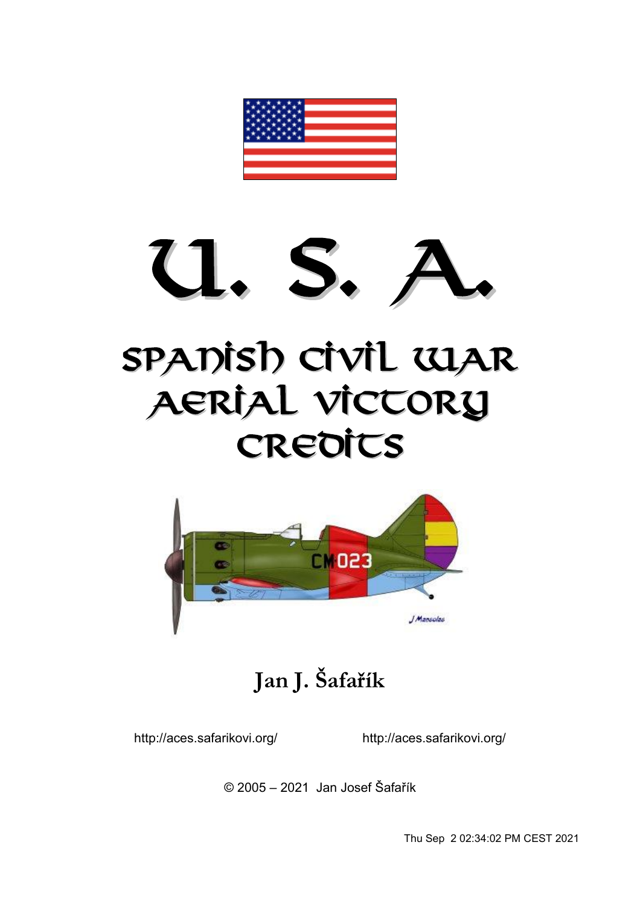# U. S. A.

# Spanish Civil War Aerial Victory Credits

**Jan J. Šafařík**

http://aces.safarikovi.org/ http://aces.safarikovi.org/

© 2005 – 2021 Jan Josef Šafařík

Thu Sep 2 02:34:02 PM CEST 2021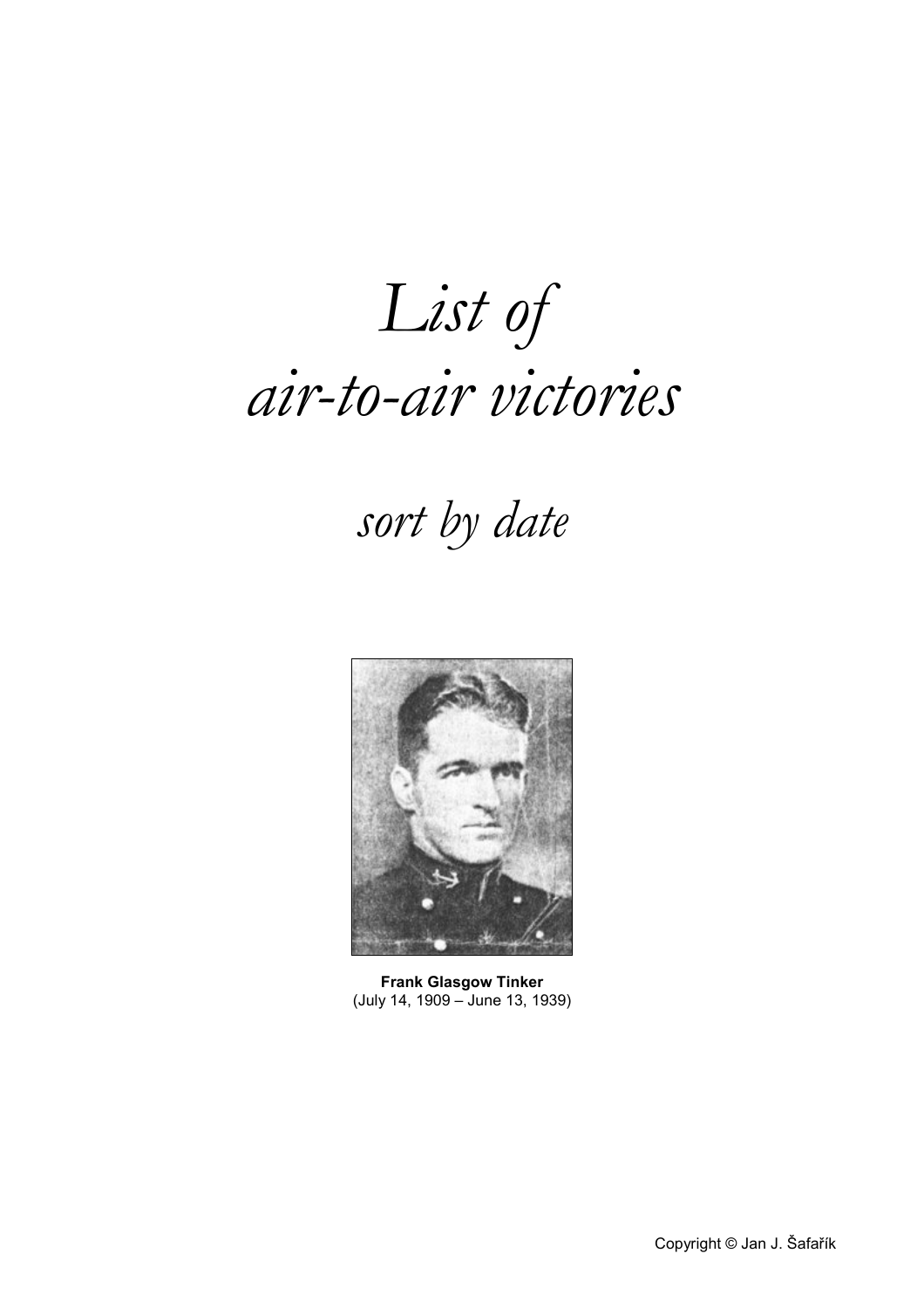# *List of air-to-air victories*

## *sort by date*

**Frank Glasgow Tinker**
(July 14, 1909 – June 13, 1939)

Copyright © Jan J. Šafařík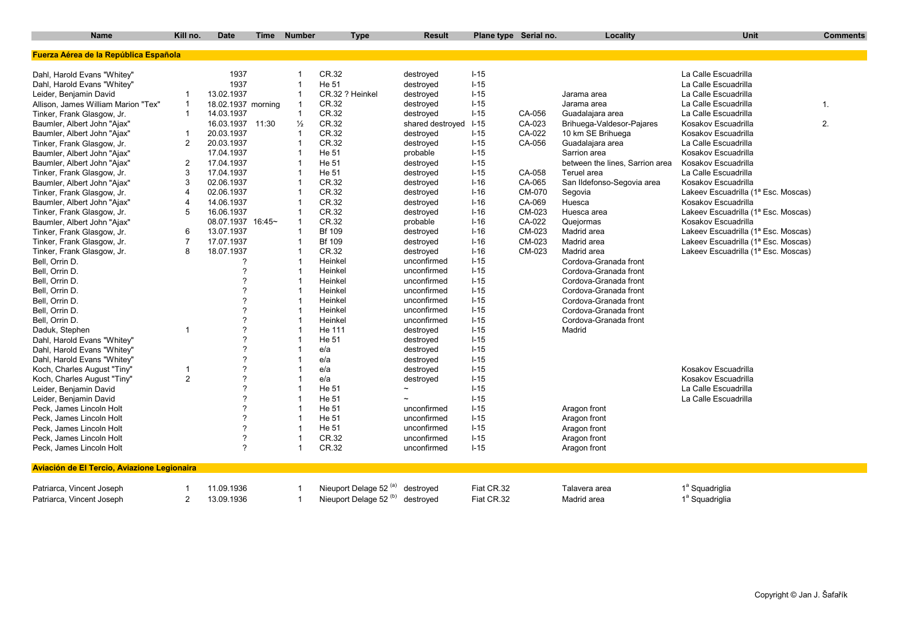| Name | Kill no. | Date | Time | Number | Type | Result | Plane type | Serial no. | Locality | Unit | Comments |
|---|---|---|---|---|---|---|---|---|---|---|---|
| **Fuerza Aérea de la República Española** | | | | | | | | | | | |
| Dahl, Harold Evans "Whitey" | | 1937 | | 1 | CR.32 | destroyed | I-15 | | | La Calle Escuadrilla | |
| Dahl, Harold Evans "Whitey" | | 1937 | | 1 | He 51 | destroyed | I-15 | | | La Calle Escuadrilla | |
| Leider, Benjamin David | 1 | 13.02.1937 | | 1 | CR.32 ? Heinkel | destroyed | I-15 | | Jarama area | La Calle Escuadrilla | |
| Allison, James William Marion "Tex" | 1 | 18.02.1937 | morning | 1 | CR.32 | destroyed | I-15 | | Jarama area | La Calle Escuadrilla | 1. |
| Tinker, Frank Glasgow, Jr. | 1 | 14.03.1937 | | 1 | CR.32 | destroyed | I-15 | CA-056 | Guadalajara area | La Calle Escuadrilla | |
| Baumler, Albert John "Ajax" | | 16.03.1937 | 11:30 | ½ | CR.32 | shared destroyed | I-15 | CA-023 | Brihuega-Valdesor-Pajares | Kosakov Escuadrilla | 2. |
| Baumler, Albert John "Ajax" | 1 | 20.03.1937 | | 1 | CR.32 | destroyed | I-15 | CA-022 | 10 km SE Brihuega | Kosakov Escuadrilla | |
| Tinker, Frank Glasgow, Jr. | 2 | 20.03.1937 | | 1 | CR.32 | destroyed | I-15 | CA-056 | Guadalajara area | La Calle Escuadrilla | |
| Baumler, Albert John "Ajax" | | 17.04.1937 | | 1 | He 51 | probable | I-15 | | Sarrion area | Kosakov Escuadrilla | |
| Baumler, Albert John "Ajax" | 2 | 17.04.1937 | | 1 | He 51 | destroyed | I-15 | | between the lines, Sarrion area | Kosakov Escuadrilla | |
| Tinker, Frank Glasgow, Jr. | 3 | 17.04.1937 | | 1 | He 51 | destroyed | I-15 | CA-058 | Teruel area | La Calle Escuadrilla | |
| Baumler, Albert John "Ajax" | 3 | 02.06.1937 | | 1 | CR.32 | destroyed | I-16 | CA-065 | San Ildefonso-Segovia area | Kosakov Escuadrilla | |
| Tinker, Frank Glasgow, Jr. | 4 | 02.06.1937 | | 1 | CR.32 | destroyed | I-16 | CM-070 | Segovia | Lakeev Escuadrilla (1ª Esc. Moscas) | |
| Baumler, Albert John "Ajax" | 4 | 14.06.1937 | | 1 | CR.32 | destroyed | I-16 | CA-069 | Huesca | Kosakov Escuadrilla | |
| Tinker, Frank Glasgow, Jr. | 5 | 16.06.1937 | | 1 | CR.32 | destroyed | I-16 | CM-023 | Huesca area | Lakeev Escuadrilla (1ª Esc. Moscas) | |
| Baumler, Albert John "Ajax" | | 08.07.1937 | 16:45~ | 1 | CR.32 | probable | I-16 | CA-022 | Quejormas | Kosakov Escuadrilla | |
| Tinker, Frank Glasgow, Jr. | 6 | 13.07.1937 | | 1 | Bf 109 | destroyed | I-16 | CM-023 | Madrid area | Lakeev Escuadrilla (1ª Esc. Moscas) | |
| Tinker, Frank Glasgow, Jr. | 7 | 17.07.1937 | | 1 | Bf 109 | destroyed | I-16 | CM-023 | Madrid area | Lakeev Escuadrilla (1ª Esc. Moscas) | |
| Tinker, Frank Glasgow, Jr. | 8 | 18.07.1937 | | 1 | CR.32 | destroyed | I-16 | CM-023 | Madrid area | Lakeev Escuadrilla (1ª Esc. Moscas) | |
| Bell, Orrin D. | | ? | | 1 | Heinkel | unconfirmed | I-15 | | Cordova-Granada front | | |
| Bell, Orrin D. | | ? | | 1 | Heinkel | unconfirmed | I-15 | | Cordova-Granada front | | |
| Bell, Orrin D. | | ? | | 1 | Heinkel | unconfirmed | I-15 | | Cordova-Granada front | | |
| Bell, Orrin D. | | ? | | 1 | Heinkel | unconfirmed | I-15 | | Cordova-Granada front | | |
| Bell, Orrin D. | | ? | | 1 | Heinkel | unconfirmed | I-15 | | Cordova-Granada front | | |
| Bell, Orrin D. | | ? | | 1 | Heinkel | unconfirmed | I-15 | | Cordova-Granada front | | |
| Bell, Orrin D. | | ? | | 1 | Heinkel | unconfirmed | I-15 | | Cordova-Granada front | | |
| Daduk, Stephen | 1 | ? | | 1 | He 111 | destroyed | I-15 | | Madrid | | |
| Dahl, Harold Evans "Whitey" | | ? | | 1 | He 51 | destroyed | I-15 | | | | |
| Dahl, Harold Evans "Whitey" | | ? | | 1 | e/a | destroyed | I-15 | | | | |
| Dahl, Harold Evans "Whitey" | | ? | | 1 | e/a | destroyed | I-15 | | | | |
| Koch, Charles August "Tiny" | 1 | ? | | 1 | e/a | destroyed | I-15 | | | Kosakov Escuadrilla | |
| Koch, Charles August "Tiny" | 2 | ? | | 1 | e/a | destroyed | I-15 | | | Kosakov Escuadrilla | |
| Leider, Benjamin David | | ? | | 1 | He 51 | ~ | I-15 | | | La Calle Escuadrilla | |
| Leider, Benjamin David | | ? | | 1 | He 51 | ~ | I-15 | | | La Calle Escuadrilla | |
| Peck, James Lincoln Holt | | ? | | 1 | He 51 | unconfirmed | I-15 | | Aragon front | | |
| Peck, James Lincoln Holt | | ? | | 1 | He 51 | unconfirmed | I-15 | | Aragon front | | |
| Peck, James Lincoln Holt | | ? | | 1 | He 51 | unconfirmed | I-15 | | Aragon front | | |
| Peck, James Lincoln Holt | | ? | | 1 | CR.32 | unconfirmed | I-15 | | Aragon front | | |
| Peck, James Lincoln Holt | | ? | | 1 | CR.32 | unconfirmed | I-15 | | Aragon front | | |
| **Aviación de El Tercio, Aviazione Legionaira** | | | | | | | | | | | |
| Patriarca, Vincent Joseph | 1 | 11.09.1936 | | 1 | Nieuport Delage 52 [(a)] | destroyed | Fiat CR.32 | | Talavera area | 1ª Squadriglia | |
| Patriarca, Vincent Joseph | 2 | 13.09.1936 | | 1 | Nieuport Delage 52 [(b)] | destroyed | Fiat CR.32 | | Madrid area | 1ª Squadriglia | |

Copyright © Jan J. Šafařík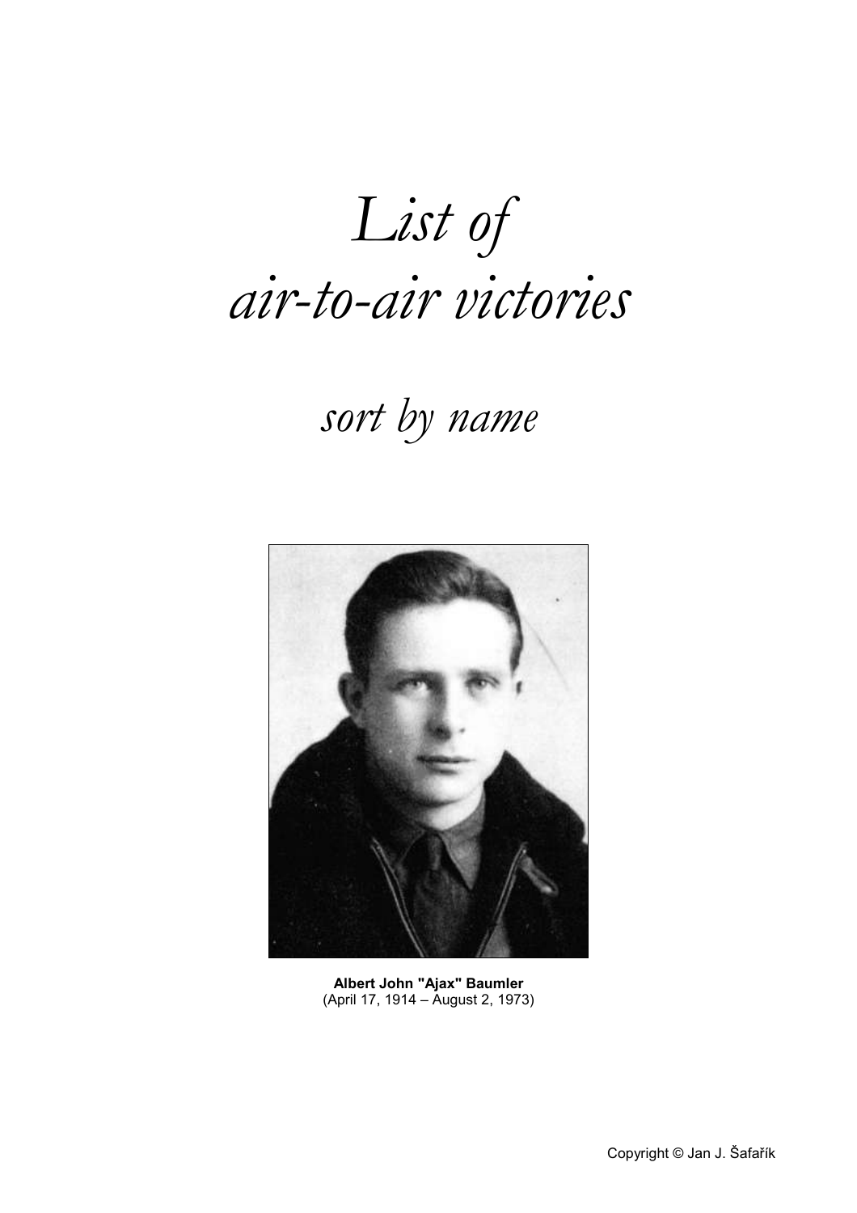# *List of air-to-air victories*

## *sort by name*

**Albert John "Ajax" Baumler**
(April 17, 1914 – August 2, 1973)

Copyright © Jan J. Šafařík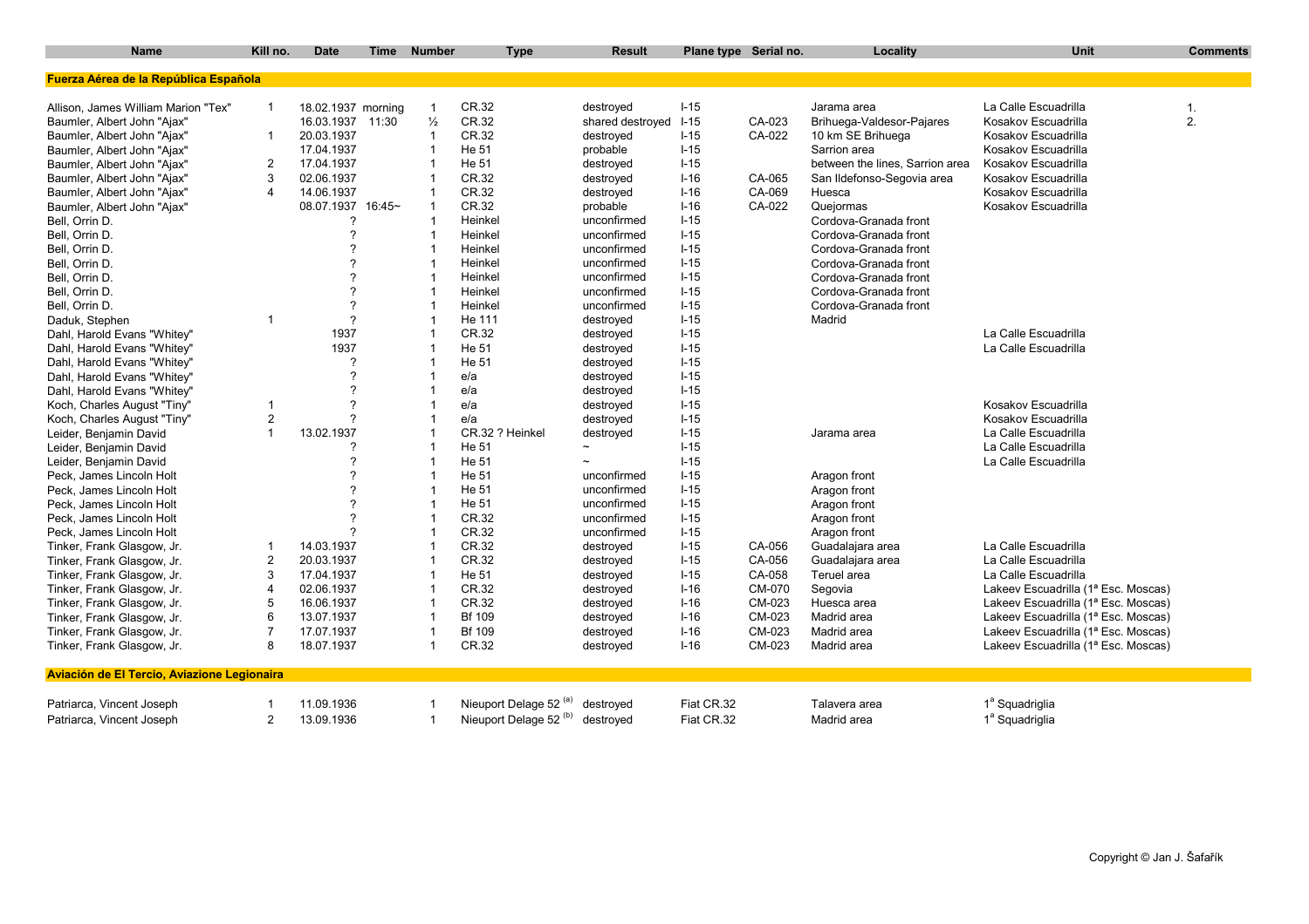| Name | Kill no. | Date | Time | Number | Type | Result | Plane type | Serial no. | Locality | Unit | Comments |
|---|---|---|---|---|---|---|---|---|---|---|---|
| **Fuerza Aérea de la República Española** | | | | | | | | | | | |
| Allison, James William Marion "Tex" | 1 | 18.02.1937 | morning | 1 | CR.32 | destroyed | I-15 | | Jarama area | La Calle Escuadrilla | 1. |
| Baumler, Albert John "Ajax" | | 16.03.1937 | 11:30 | ½ | CR.32 | shared destroyed | I-15 | CA-023 | Brihuega-Valdesor-Pajares | Kosakov Escuadrilla | 2. |
| Baumler, Albert John "Ajax" | 1 | 20.03.1937 | | 1 | CR.32 | destroyed | I-15 | CA-022 | 10 km SE Brihuega | Kosakov Escuadrilla | |
| Baumler, Albert John "Ajax" | | 17.04.1937 | | 1 | He 51 | probable | I-15 | | Sarrion area | Kosakov Escuadrilla | |
| Baumler, Albert John "Ajax" | 2 | 17.04.1937 | | 1 | He 51 | destroyed | I-15 | | between the lines, Sarrion area | Kosakov Escuadrilla | |
| Baumler, Albert John "Ajax" | 3 | 02.06.1937 | | 1 | CR.32 | destroyed | I-16 | CA-065 | San Ildefonso-Segovia area | Kosakov Escuadrilla | |
| Baumler, Albert John "Ajax" | 4 | 14.06.1937 | | 1 | CR.32 | destroyed | I-16 | CA-069 | Huesca | Kosakov Escuadrilla | |
| Baumler, Albert John "Ajax" | | 08.07.1937 | 16:45~ | 1 | CR.32 | probable | I-16 | CA-022 | Quejormas | Kosakov Escuadrilla | |
| Bell, Orrin D. | | ? | | 1 | Heinkel | unconfirmed | I-15 | | Cordova-Granada front | | |
| Bell, Orrin D. | | ? | | 1 | Heinkel | unconfirmed | I-15 | | Cordova-Granada front | | |
| Bell, Orrin D. | | ? | | 1 | Heinkel | unconfirmed | I-15 | | Cordova-Granada front | | |
| Bell, Orrin D. | | ? | | 1 | Heinkel | unconfirmed | I-15 | | Cordova-Granada front | | |
| Bell, Orrin D. | | ? | | 1 | Heinkel | unconfirmed | I-15 | | Cordova-Granada front | | |
| Bell, Orrin D. | | ? | | 1 | Heinkel | unconfirmed | I-15 | | Cordova-Granada front | | |
| Bell, Orrin D. | | ? | | 1 | Heinkel | unconfirmed | I-15 | | Cordova-Granada front | | |
| Daduk, Stephen | 1 | ? | | 1 | He 111 | destroyed | I-15 | | Madrid | | |
| Dahl, Harold Evans "Whitey" | | 1937 | | 1 | CR.32 | destroyed | I-15 | | | La Calle Escuadrilla | |
| Dahl, Harold Evans "Whitey" | | 1937 | | 1 | He 51 | destroyed | I-15 | | | La Calle Escuadrilla | |
| Dahl, Harold Evans "Whitey" | | ? | | 1 | He 51 | destroyed | I-15 | | | | |
| Dahl, Harold Evans "Whitey" | | ? | | 1 | e/a | destroyed | I-15 | | | | |
| Dahl, Harold Evans "Whitey" | | ? | | 1 | e/a | destroyed | I-15 | | | | |
| Koch, Charles August "Tiny" | 1 | ? | | 1 | e/a | destroyed | I-15 | | | Kosakov Escuadrilla | |
| Koch, Charles August "Tiny" | 2 | ? | | 1 | e/a | destroyed | I-15 | | | Kosakov Escuadrilla | |
| Leider, Benjamin David | 1 | 13.02.1937 | | 1 | CR.32 ? Heinkel | destroyed | I-15 | | Jarama area | La Calle Escuadrilla | |
| Leider, Benjamin David | | ? | | 1 | He 51 | ~ | I-15 | | | La Calle Escuadrilla | |
| Leider, Benjamin David | | ? | | 1 | He 51 | ~ | I-15 | | | La Calle Escuadrilla | |
| Peck, James Lincoln Holt | | ? | | 1 | He 51 | unconfirmed | I-15 | | Aragon front | | |
| Peck, James Lincoln Holt | | ? | | 1 | He 51 | unconfirmed | I-15 | | Aragon front | | |
| Peck, James Lincoln Holt | | ? | | 1 | He 51 | unconfirmed | I-15 | | Aragon front | | |
| Peck, James Lincoln Holt | | ? | | 1 | CR.32 | unconfirmed | I-15 | | Aragon front | | |
| Peck, James Lincoln Holt | | ? | | 1 | CR.32 | unconfirmed | I-15 | | Aragon front | | |
| Tinker, Frank Glasgow, Jr. | 1 | 14.03.1937 | | 1 | CR.32 | destroyed | I-15 | CA-056 | Guadalajara area | La Calle Escuadrilla | |
| Tinker, Frank Glasgow, Jr. | 2 | 20.03.1937 | | 1 | CR.32 | destroyed | I-15 | CA-056 | Guadalajara area | La Calle Escuadrilla | |
| Tinker, Frank Glasgow, Jr. | 3 | 17.04.1937 | | 1 | He 51 | destroyed | I-15 | CA-058 | Teruel area | La Calle Escuadrilla | |
| Tinker, Frank Glasgow, Jr. | 4 | 02.06.1937 | | 1 | CR.32 | destroyed | I-16 | CM-070 | Segovia | Lakeev Escuadrilla (1ª Esc. Moscas) | |
| Tinker, Frank Glasgow, Jr. | 5 | 16.06.1937 | | 1 | CR.32 | destroyed | I-16 | CM-023 | Huesca area | Lakeev Escuadrilla (1ª Esc. Moscas) | |
| Tinker, Frank Glasgow, Jr. | 6 | 13.07.1937 | | 1 | Bf 109 | destroyed | I-16 | CM-023 | Madrid area | Lakeev Escuadrilla (1ª Esc. Moscas) | |
| Tinker, Frank Glasgow, Jr. | 7 | 17.07.1937 | | 1 | Bf 109 | destroyed | I-16 | CM-023 | Madrid area | Lakeev Escuadrilla (1ª Esc. Moscas) | |
| Tinker, Frank Glasgow, Jr. | 8 | 18.07.1937 | | 1 | CR.32 | destroyed | I-16 | CM-023 | Madrid area | Lakeev Escuadrilla (1ª Esc. Moscas) | |
| **Aviación de El Tercio, Aviazione Legionaira** | | | | | | | | | | | |
| Patriarca, Vincent Joseph | 1 | 11.09.1936 | | 1 | Nieuport Delage 52 [(a)] | destroyed | Fiat CR.32 | | Talavera area | 1ª Squadriglia | |
| Patriarca, Vincent Joseph | 2 | 13.09.1936 | | 1 | Nieuport Delage 52 [(b)] | destroyed | Fiat CR.32 | | Madrid area | 1ª Squadriglia | |

Copyright © Jan J. Šafařík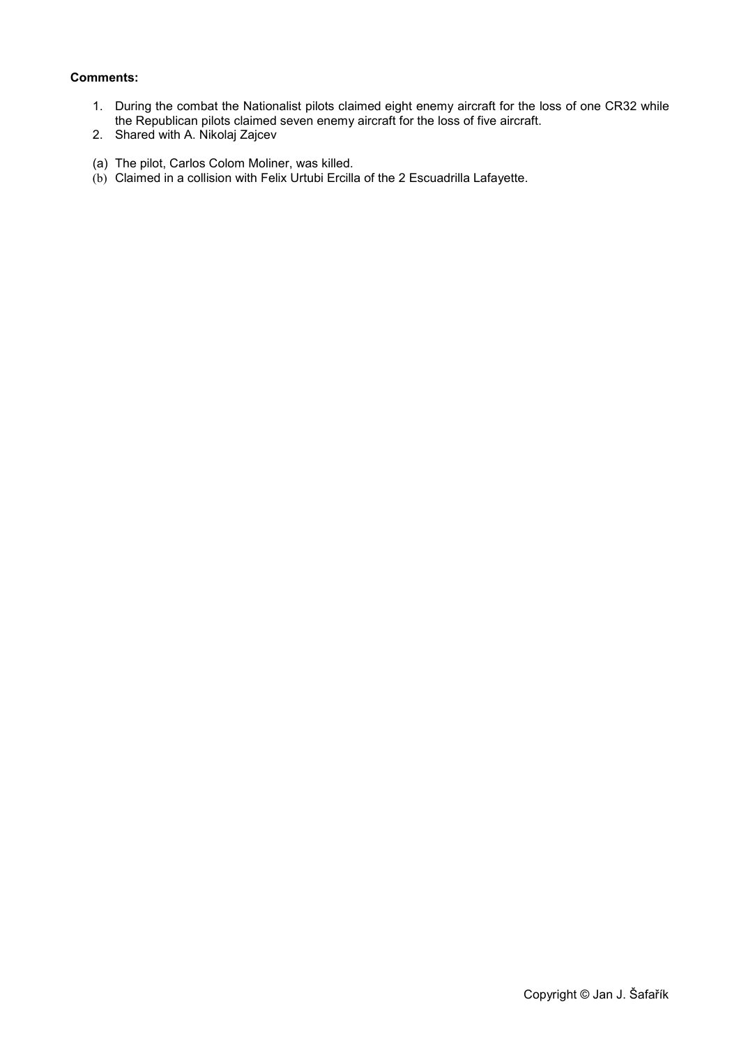**Comments:**

1. During the combat the Nationalist pilots claimed eight enemy aircraft for the loss of one CR32 while the Republican pilots claimed seven enemy aircraft for the loss of five aircraft.
2. Shared with A. Nikolaj Zajcev

(a) The pilot, Carlos Colom Moliner, was killed.
(b) Claimed in a collision with Felix Urtubi Ercilla of the 2 Escuadrilla Lafayette.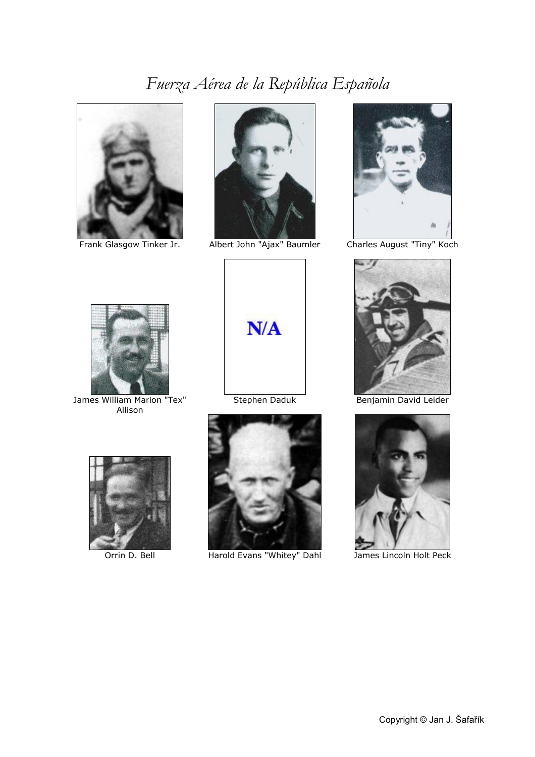# *Fuerza Aérea de la República Española*

Frank Glasgow Tinker Jr.

Albert John "Ajax" Baumler

Charles August "Tiny" Koch

James William Marion "Tex" Allison

N/A

Stephen Daduk

Benjamin David Leider

Orrin D. Bell

Harold Evans "Whitey" Dahl

James Lincoln Holt Peck

Copyright © Jan J. Šafařík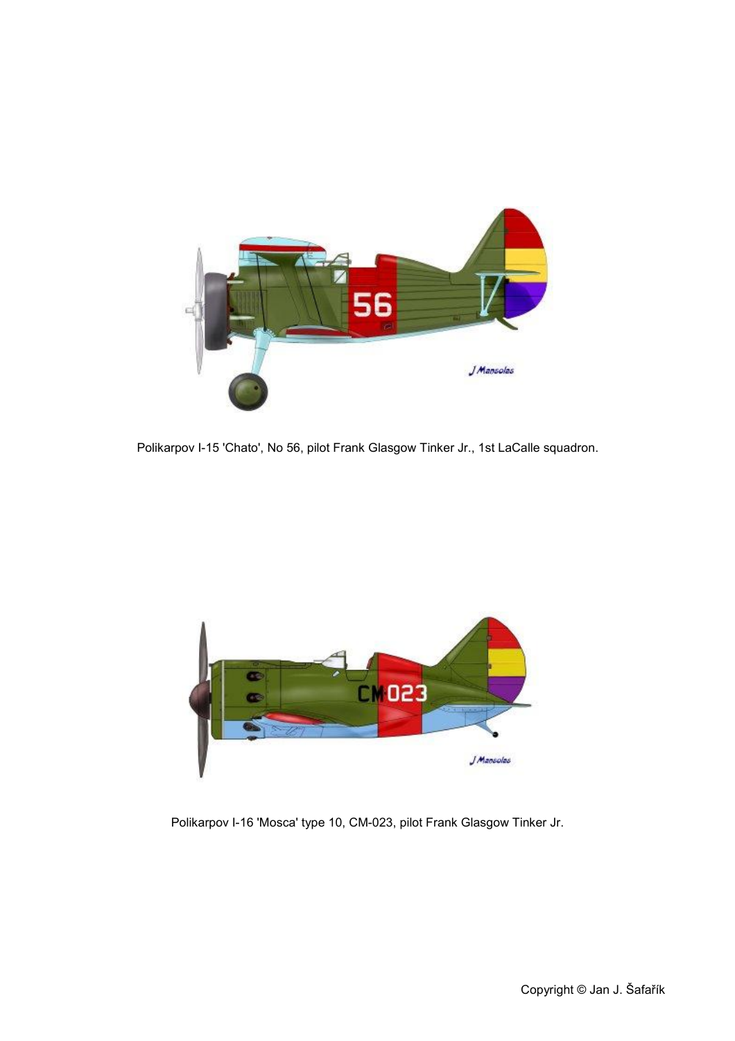Polikarpov I-15 'Chato', No 56, pilot Frank Glasgow Tinker Jr., 1st LaCalle squadron.

Polikarpov I-16 'Mosca' type 10, CM-023, pilot Frank Glasgow Tinker Jr.

Copyright © Jan J. Šafařík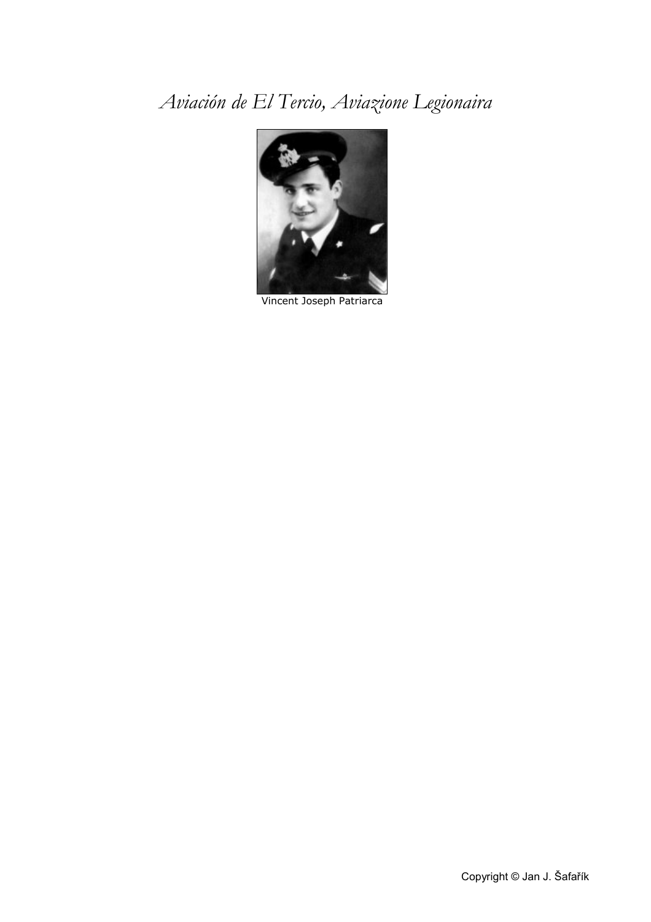*Aviación de El Tercio, Aviazione Legionaira*

Vincent Joseph Patriarca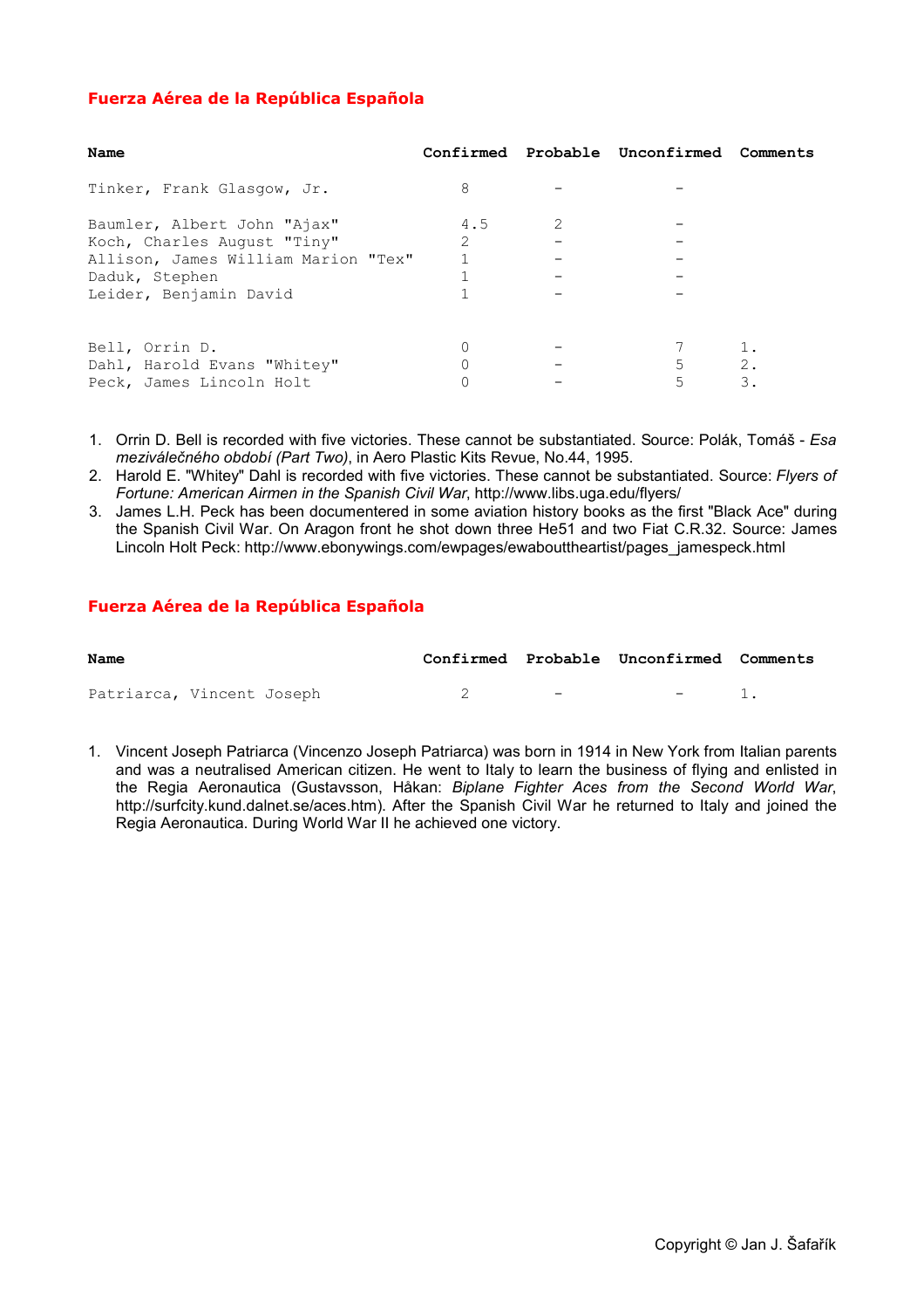## Fuerza Aérea de la República Española

| Name | Confirmed | Probable | Unconfirmed | Comments |
|---|---|---|---|---|
| Tinker, Frank Glasgow, Jr. | 8 | - | - | |
| Baumler, Albert John "Ajax" | 4.5 | 2 | - | |
| Koch, Charles August "Tiny" | 2 | - | - | |
| Allison, James William Marion "Tex" | 1 | - | - | |
| Daduk, Stephen | 1 | - | - | |
| Leider, Benjamin David | 1 | - | - | |
| Bell, Orrin D. | 0 | - | 7 | 1. |
| Dahl, Harold Evans "Whitey" | 0 | - | 5 | 2. |
| Peck, James Lincoln Holt | 0 | - | 5 | 3. |

1. Orrin D. Bell is recorded with five victories. These cannot be substantiated. Source: Polák, Tomáš - *Esa meziválečného období (Part Two)*, in Aero Plastic Kits Revue, No.44, 1995.
2. Harold E. "Whitey" Dahl is recorded with five victories. These cannot be substantiated. Source: *Flyers of Fortune: American Airmen in the Spanish Civil War*, http://www.libs.uga.edu/flyers/
3. James L.H. Peck has been documentered in some aviation history books as the first "Black Ace" during the Spanish Civil War. On Aragon front he shot down three He51 and two Fiat C.R.32. Source: James Lincoln Holt Peck: http://www.ebonywings.com/ewpages/ewabouttheartist/pages_jamespeck.html

## Fuerza Aérea de la República Española

| Name | Confirmed | Probable | Unconfirmed | Comments |
|---|---|---|---|---|
| Patriarca, Vincent Joseph | 2 | - | - | 1. |

1. Vincent Joseph Patriarca (Vincenzo Joseph Patriarca) was born in 1914 in New York from Italian parents and was a neutralised American citizen. He went to Italy to learn the business of flying and enlisted in the Regia Aeronautica (Gustavsson, Håkan: *Biplane Fighter Aces from the Second World War*, http://surfcity.kund.dalnet.se/aces.htm). After the Spanish Civil War he returned to Italy and joined the Regia Aeronautica. During World War II he achieved one victory.

Copyright © Jan J. Šafařík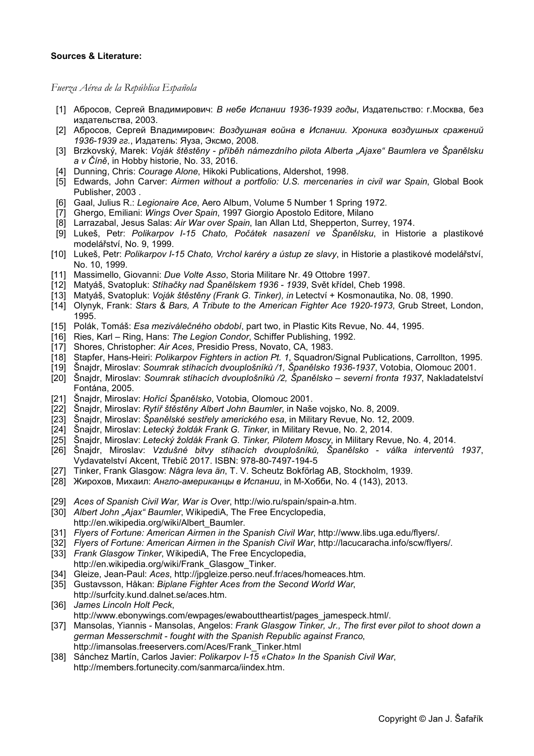**Sources & Literature:**

*Fuerza Aérea de la República Española*

[1] Абросов, Сергей Владимирович: *В небе Испании 1936-1939 годы*, Издательство: г.Москва, без издательства, 2003.
[2] Абросов, Сергей Владимирович: *Воздушная война в Испании. Хроника воздушных сражений 1936-1939 гг.*, Издатель: Яуза, Эксмо, 2008.
[3] Brzkovský, Marek: *Voják štěstěny - příběh námezdního pilota Alberta „Ajaxe" Baumlera ve Španělsku a v Číně*, in Hobby historie, No. 33, 2016.
[4] Dunning, Chris: *Courage Alone*, Hikoki Publications, Aldershot, 1998.
[5] Edwards, John Carver: *Airmen without a portfolio: U.S. mercenaries in civil war Spain*, Global Book Publisher, 2003 .
[6] Gaal, Julius R.: *Legionaire Ace*, Aero Album, Volume 5 Number 1 Spring 1972.
[7] Ghergo, Emiliani: *Wings Over Spain*, 1997 Giorgio Apostolo Editore, Milano
[8] Larrazabal, Jesus Salas: *Air War over Spain*, Ian Allan Ltd, Shepperton, Surrey, 1974.
[9] Lukeš, Petr: *Polikarpov I-15 Chato, Počátek nasazení ve Španělsku*, in Historie a plastikové modelářství, No. 9, 1999.
[10] Lukeš, Petr: *Polikarpov I-15 Chato, Vrchol karéry a ústup ze slavy*, in Historie a plastikové modelářství, No. 10, 1999.
[11] Massimello, Giovanni: *Due Volte Asso*, Storia Militare Nr. 49 Ottobre 1997.
[12] Matyáš, Svatopluk: *Stíhačky nad Španělskem 1936 - 1939*, Svět křídel, Cheb 1998.
[13] Matyáš, Svatopluk: *Voják štěstěny (Frank G. Tinker), in* Letectví + Kosmonautika, No. 08, 1990.
[14] Olynyk, Frank: *Stars & Bars, A Tribute to the American Fighter Ace 1920-1973*, Grub Street, London, 1995.
[15] Polák, Tomáš: *Esa meziválečného období*, part two, in Plastic Kits Revue, No. 44, 1995.
[16] Ries, Karl – Ring, Hans: *The Legion Condor*, Schiffer Publishing, 1992.
[17] Shores, Christopher: *Air Aces*, Presidio Press, Novato, CA, 1983.
[18] Stapfer, Hans-Heiri: *Polikarpov Fighters in action Pt. 1*, Squadron/Signal Publications, Carrollton, 1995.
[19] Šnajdr, Miroslav: *Soumrak stíhacích dvouplošníků /1, Španělsko 1936-1937*, Votobia, Olomouc 2001.
[20] Šnajdr, Miroslav: *Soumrak stíhacích dvouplošníků /2, Španělsko – severní fronta 1937*, Nakladatelství Fontána, 2005.
[21] Šnajdr, Miroslav: *Hořící Španělsko*, Votobia, Olomouc 2001.
[22] Šnajdr, Miroslav: *Rytíř štěstěny Albert John Baumler*, in Naše vojsko, No. 8, 2009.
[23] Šnajdr, Miroslav: *Španělské sestřely amerického esa*, in Military Revue, No. 12, 2009.
[24] Šnajdr, Miroslav: *Letecký žoldák Frank G. Tinker*, in Military Revue, No. 2, 2014.
[25] Šnajdr, Miroslav: *Letecký žoldák Frank G. Tinker, Pilotem Moscy*, in Military Revue, No. 4, 2014.
[26] Šnajdr, Miroslav: *Vzdušné bitvy stíhacích dvouplošníků, Španělsko - válka interventů 1937*, Vydavatelství Akcent, Třebíč 2017. ISBN: 978-80-7497-194-5
[27] Tinker, Frank Glasgow: *Några leva än*, T. V. Scheutz Bokförlag AB, Stockholm, 1939.
[28] Жирохов, Михаил: *Англо-американцы в Испании*, in М-Хобби, No. 4 (143), 2013.

[29] *Aces of Spanish Civil War, War is Over*, http://wio.ru/spain/spain-a.htm.
[30] *Albert John „Ajax" Baumler*, WikipediA, The Free Encyclopedia, http://en.wikipedia.org/wiki/Albert_Baumler.
[31] *Flyers of Fortune: American Airmen in the Spanish Civil War*, http://www.libs.uga.edu/flyers/.
[32] *Flyers of Fortune: American Airmen in the Spanish Civil War*, http://lacucaracha.info/scw/flyers/.
[33] *Frank Glasgow Tinker*, WikipediA, The Free Encyclopedia, http://en.wikipedia.org/wiki/Frank_Glasgow_Tinker.
[34] Gleize, Jean-Paul: *Aces*, http://jpgleize.perso.neuf.fr/aces/homeaces.htm.
[35] Gustavsson, Håkan: *Biplane Fighter Aces from the Second World War*, http://surfcity.kund.dalnet.se/aces.htm.
[36] *James Lincoln Holt Peck*, http://www.ebonywings.com/ewpages/ewabouttheartist/pages_jamespeck.html/.
[37] Mansolas, Yiannis - Mansolas, Angelos: *Frank Glasgow Tinker, Jr., The first ever pilot to shoot down a german Messerschmit - fought with the Spanish Republic against Franco*, http://imansolas.freeservers.com/Aces/Frank_Tinker.html
[38] Sánchez Martín, Carlos Javier: *Polikarpov I-15 «Chato» In the Spanish Civil War*, http://members.fortunecity.com/sanmarca/iindex.htm.

Copyright © Jan J. Šafařík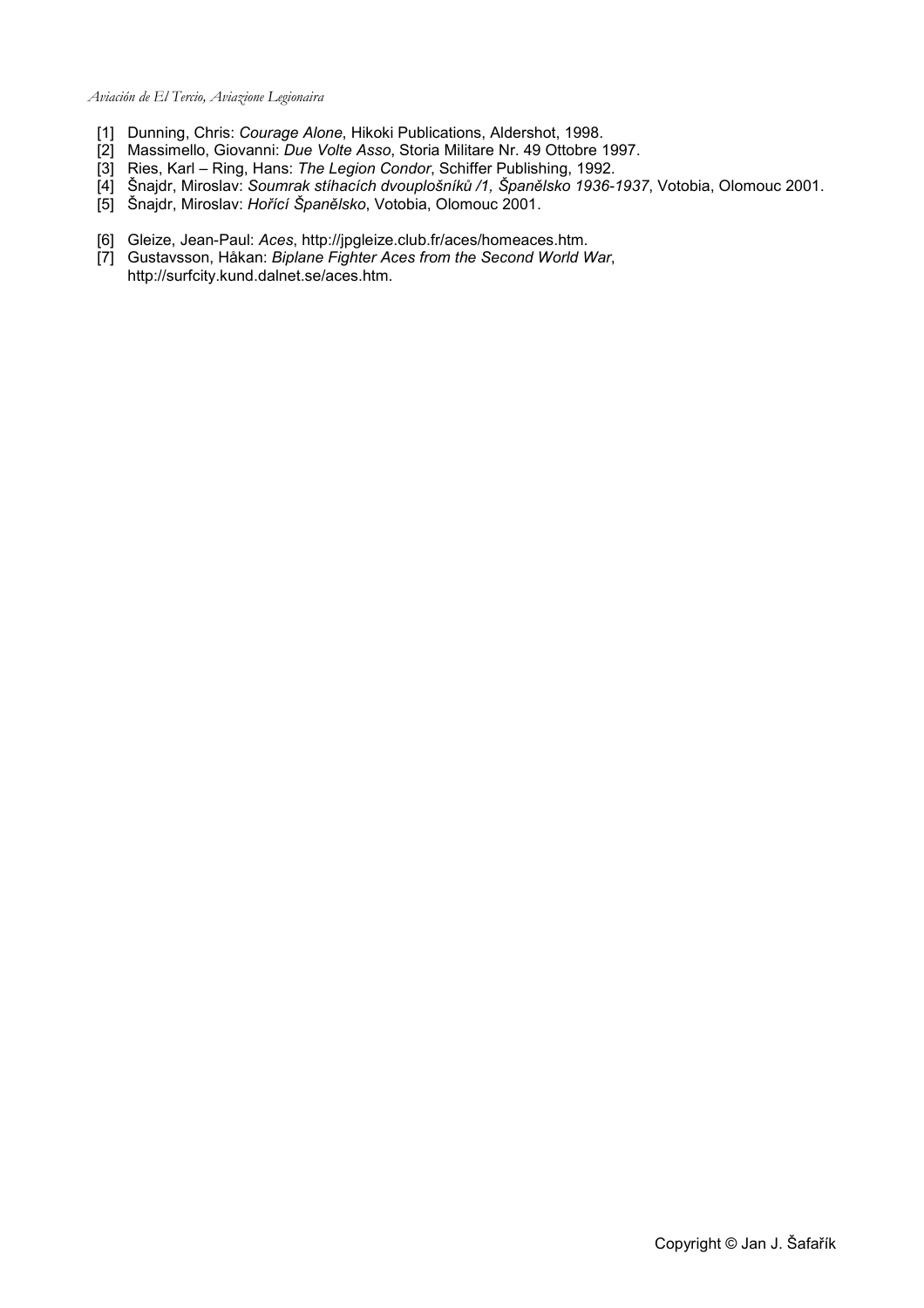[1] Dunning, Chris: *Courage Alone*, Hikoki Publications, Aldershot, 1998.
[2] Massimello, Giovanni: *Due Volte Asso*, Storia Militare Nr. 49 Ottobre 1997.
[3] Ries, Karl – Ring, Hans: *The Legion Condor*, Schiffer Publishing, 1992.
[4] Šnajdr, Miroslav: *Soumrak stíhacích dvouplošníků /1, Španělsko 1936-1937*, Votobia, Olomouc 2001.
[5] Šnajdr, Miroslav: *Hořící Španělsko*, Votobia, Olomouc 2001.

[6] Gleize, Jean-Paul: *Aces*, http://jpgleize.club.fr/aces/homeaces.htm.
[7] Gustavsson, Håkan: *Biplane Fighter Aces from the Second World War*, http://surfcity.kund.dalnet.se/aces.htm.

Copyright © Jan J. Šafařík